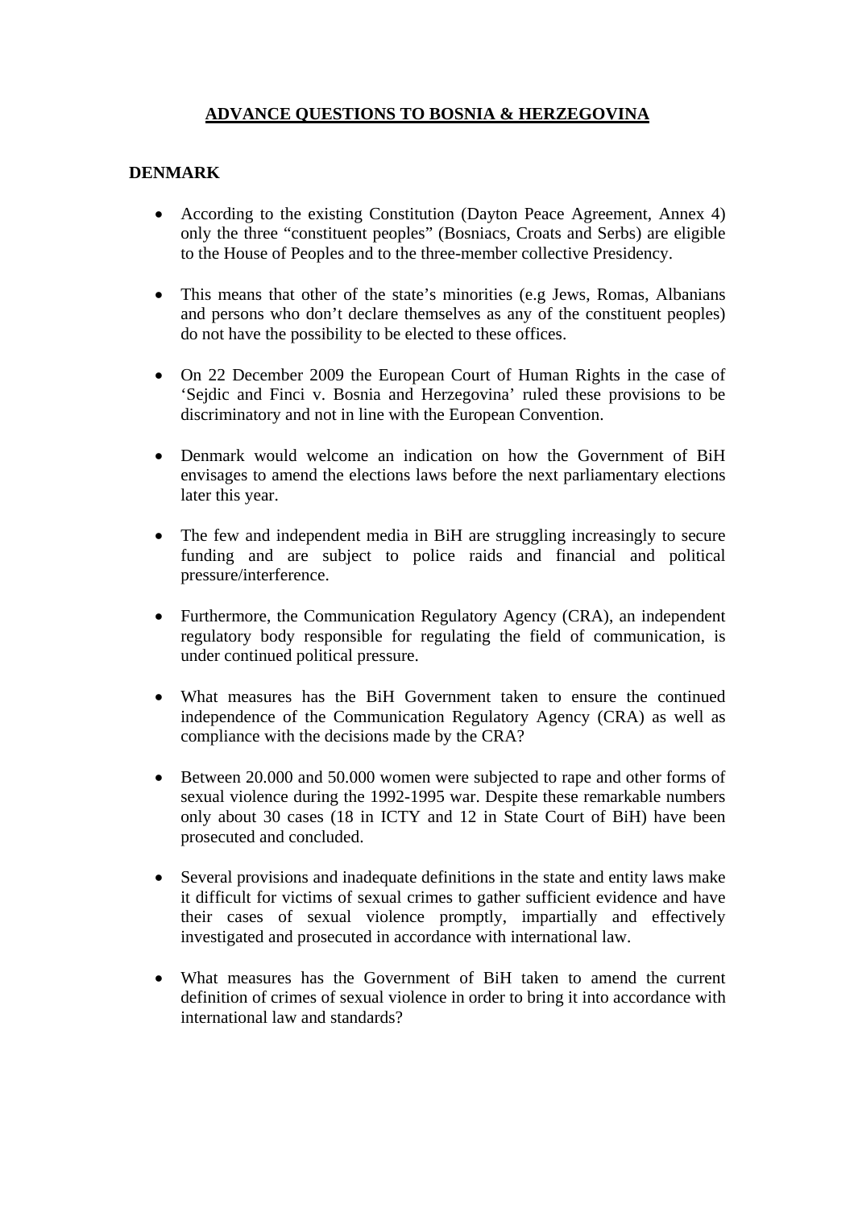# ADVANCE QUESTIONS TO BOSNIA & HERZEGOVINA

## DENMARK

- According to the existing Constitution (Dayton Peace Agreement, Annex 4) only the three "constituent peoples" (Bosniacs, Croats and Serbs) are eligible to the House of Peoples and to the three-member collective Presidency.

- This means that other of the state's minorities (e.g Jews, Romas, Albanians and persons who don't declare themselves as any of the constituent peoples) do not have the possibility to be elected to these offices.

- On 22 December 2009 the European Court of Human Rights in the case of 'Sejdic and Finci v. Bosnia and Herzegovina' ruled these provisions to be discriminatory and not in line with the European Convention.

- Denmark would welcome an indication on how the Government of BiH envisages to amend the elections laws before the next parliamentary elections later this year.

- The few and independent media in BiH are struggling increasingly to secure funding and are subject to police raids and financial and political pressure/interference.

- Furthermore, the Communication Regulatory Agency (CRA), an independent regulatory body responsible for regulating the field of communication, is under continued political pressure.

- What measures has the BiH Government taken to ensure the continued independence of the Communication Regulatory Agency (CRA) as well as compliance with the decisions made by the CRA?

- Between 20.000 and 50.000 women were subjected to rape and other forms of sexual violence during the 1992-1995 war. Despite these remarkable numbers only about 30 cases (18 in ICTY and 12 in State Court of BiH) have been prosecuted and concluded.

- Several provisions and inadequate definitions in the state and entity laws make it difficult for victims of sexual crimes to gather sufficient evidence and have their cases of sexual violence promptly, impartially and effectively investigated and prosecuted in accordance with international law.

- What measures has the Government of BiH taken to amend the current definition of crimes of sexual violence in order to bring it into accordance with international law and standards?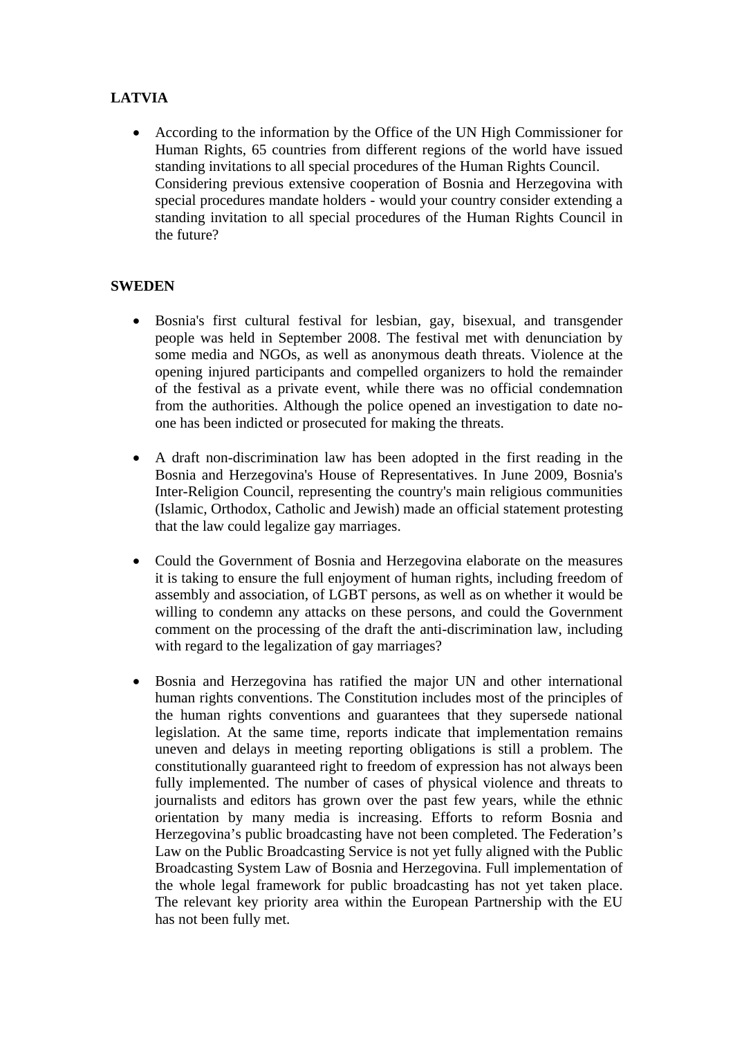**LATVIA**

- According to the information by the Office of the UN High Commissioner for Human Rights, 65 countries from different regions of the world have issued standing invitations to all special procedures of the Human Rights Council. Considering previous extensive cooperation of Bosnia and Herzegovina with special procedures mandate holders - would your country consider extending a standing invitation to all special procedures of the Human Rights Council in the future?

**SWEDEN**

- Bosnia's first cultural festival for lesbian, gay, bisexual, and transgender people was held in September 2008. The festival met with denunciation by some media and NGOs, as well as anonymous death threats. Violence at the opening injured participants and compelled organizers to hold the remainder of the festival as a private event, while there was no official condemnation from the authorities. Although the police opened an investigation to date no-one has been indicted or prosecuted for making the threats.

- A draft non-discrimination law has been adopted in the first reading in the Bosnia and Herzegovina's House of Representatives. In June 2009, Bosnia's Inter-Religion Council, representing the country's main religious communities (Islamic, Orthodox, Catholic and Jewish) made an official statement protesting that the law could legalize gay marriages.

- Could the Government of Bosnia and Herzegovina elaborate on the measures it is taking to ensure the full enjoyment of human rights, including freedom of assembly and association, of LGBT persons, as well as on whether it would be willing to condemn any attacks on these persons, and could the Government comment on the processing of the draft the anti-discrimination law, including with regard to the legalization of gay marriages?

- Bosnia and Herzegovina has ratified the major UN and other international human rights conventions. The Constitution includes most of the principles of the human rights conventions and guarantees that they supersede national legislation. At the same time, reports indicate that implementation remains uneven and delays in meeting reporting obligations is still a problem. The constitutionally guaranteed right to freedom of expression has not always been fully implemented. The number of cases of physical violence and threats to journalists and editors has grown over the past few years, while the ethnic orientation by many media is increasing. Efforts to reform Bosnia and Herzegovina's public broadcasting have not been completed. The Federation's Law on the Public Broadcasting Service is not yet fully aligned with the Public Broadcasting System Law of Bosnia and Herzegovina. Full implementation of the whole legal framework for public broadcasting has not yet taken place. The relevant key priority area within the European Partnership with the EU has not been fully met.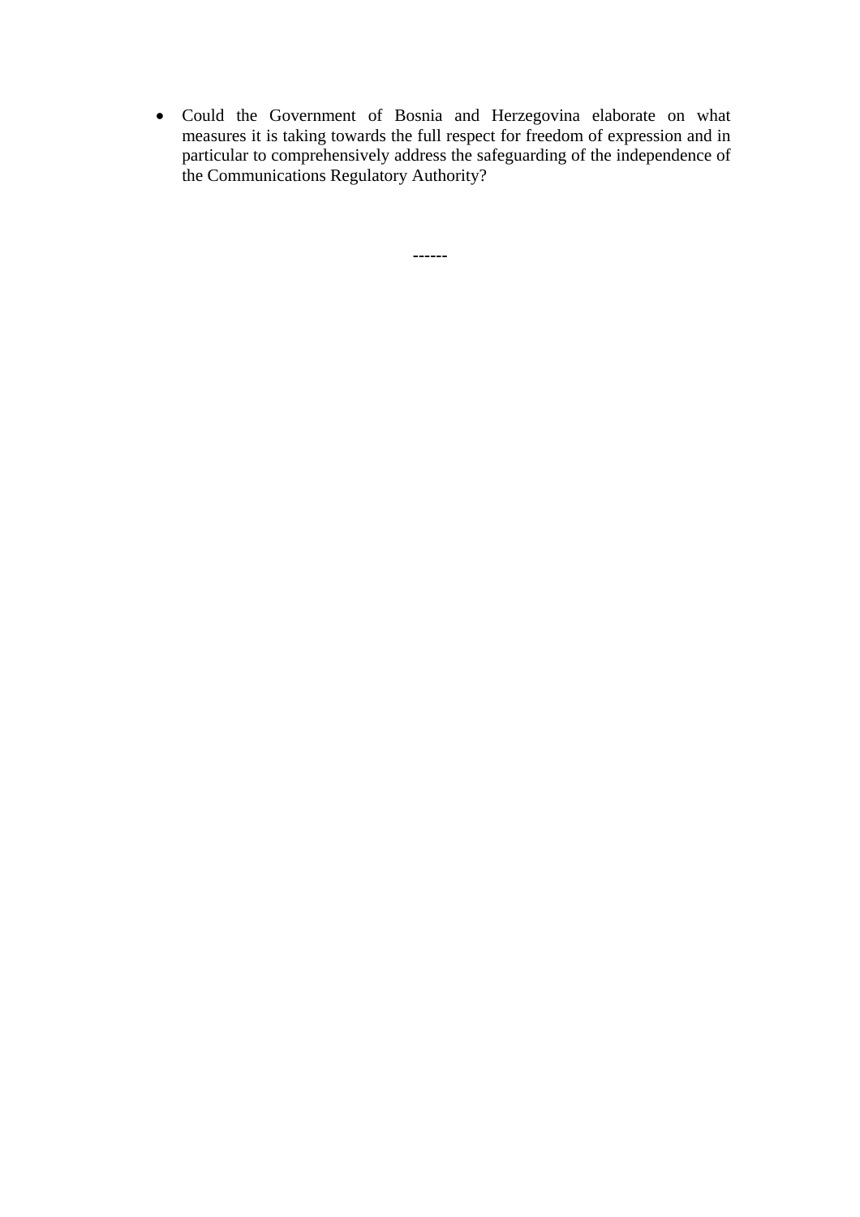- Could the Government of Bosnia and Herzegovina elaborate on what measures it is taking towards the full respect for freedom of expression and in particular to comprehensively address the safeguarding of the independence of the Communications Regulatory Authority?

------